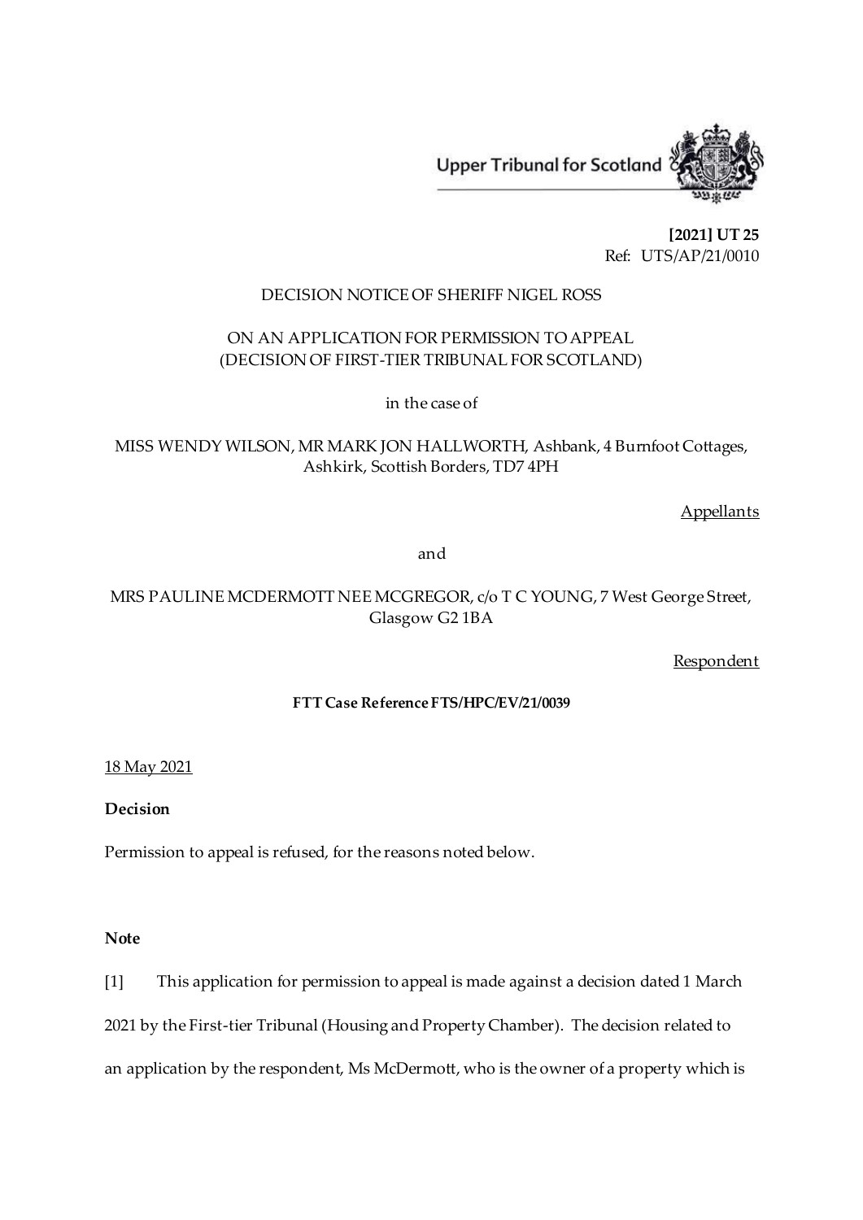Upper Tribunal for Scotland

**[2021] UT 25**
Ref: UTS/AP/21/0010

DECISION NOTICE OF SHERIFF NIGEL ROSS

ON AN APPLICATION FOR PERMISSION TO APPEAL
(DECISION OF FIRST-TIER TRIBUNAL FOR SCOTLAND)

in the case of

MISS WENDY WILSON, MR MARK JON HALLWORTH, Ashbank, 4 Burnfoot Cottages, Ashkirk, Scottish Borders, TD7 4PH

Appellants

and

MRS PAULINE MCDERMOTT NEE MCGREGOR, c/o T C YOUNG, 7 West George Street, Glasgow G2 1BA

Respondent

**FTT Case Reference FTS/HPC/EV/21/0039**

18 May 2021

**Decision**

Permission to appeal is refused, for the reasons noted below.

**Note**

[1] This application for permission to appeal is made against a decision dated 1 March 2021 by the First-tier Tribunal (Housing and Property Chamber). The decision related to an application by the respondent, Ms McDermott, who is the owner of a property which is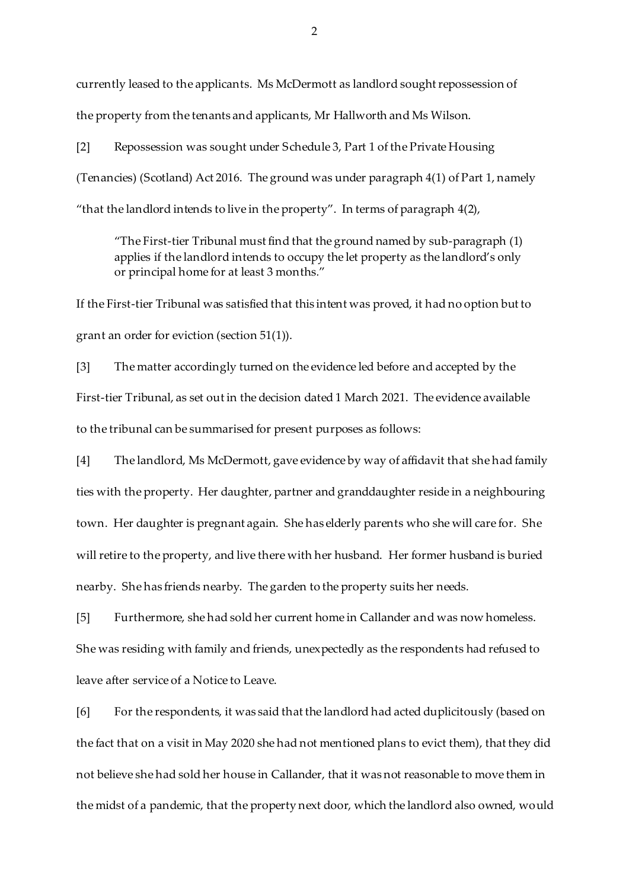currently leased to the applicants. Ms McDermott as landlord sought repossession of the property from the tenants and applicants, Mr Hallworth and Ms Wilson.

[2] Repossession was sought under Schedule 3, Part 1 of the Private Housing (Tenancies) (Scotland) Act 2016. The ground was under paragraph 4(1) of Part 1, namely "that the landlord intends to live in the property". In terms of paragraph 4(2),

> "The First-tier Tribunal must find that the ground named by sub-paragraph (1) applies if the landlord intends to occupy the let property as the landlord's only or principal home for at least 3 months."

If the First-tier Tribunal was satisfied that this intent was proved, it had no option but to grant an order for eviction (section 51(1)).

[3] The matter accordingly turned on the evidence led before and accepted by the First-tier Tribunal, as set out in the decision dated 1 March 2021. The evidence available to the tribunal can be summarised for present purposes as follows:

[4] The landlord, Ms McDermott, gave evidence by way of affidavit that she had family ties with the property. Her daughter, partner and granddaughter reside in a neighbouring town. Her daughter is pregnant again. She has elderly parents who she will care for. She will retire to the property, and live there with her husband. Her former husband is buried nearby. She has friends nearby. The garden to the property suits her needs.

[5] Furthermore, she had sold her current home in Callander and was now homeless. She was residing with family and friends, unexpectedly as the respondents had refused to leave after service of a Notice to Leave.

[6] For the respondents, it was said that the landlord had acted duplicitously (based on the fact that on a visit in May 2020 she had not mentioned plans to evict them), that they did not believe she had sold her house in Callander, that it was not reasonable to move them in the midst of a pandemic, that the property next door, which the landlord also owned, would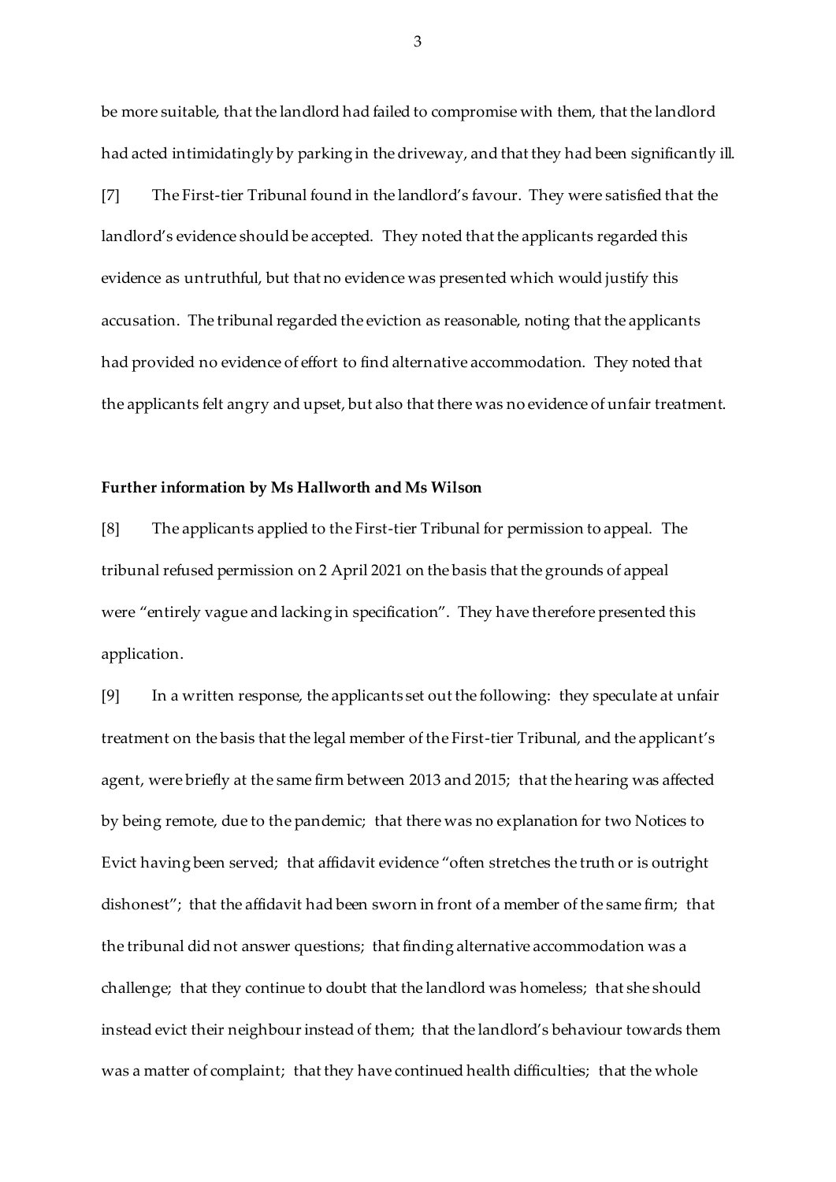be more suitable, that the landlord had failed to compromise with them, that the landlord had acted intimidatingly by parking in the driveway, and that they had been significantly ill.

[7] The First-tier Tribunal found in the landlord's favour. They were satisfied that the landlord's evidence should be accepted. They noted that the applicants regarded this evidence as untruthful, but that no evidence was presented which would justify this accusation. The tribunal regarded the eviction as reasonable, noting that the applicants had provided no evidence of effort to find alternative accommodation. They noted that the applicants felt angry and upset, but also that there was no evidence of unfair treatment.

**Further information by Ms Hallworth and Ms Wilson**

[8] The applicants applied to the First-tier Tribunal for permission to appeal. The tribunal refused permission on 2 April 2021 on the basis that the grounds of appeal were "entirely vague and lacking in specification". They have therefore presented this application.

[9] In a written response, the applicants set out the following: they speculate at unfair treatment on the basis that the legal member of the First-tier Tribunal, and the applicant's agent, were briefly at the same firm between 2013 and 2015; that the hearing was affected by being remote, due to the pandemic; that there was no explanation for two Notices to Evict having been served; that affidavit evidence "often stretches the truth or is outright dishonest"; that the affidavit had been sworn in front of a member of the same firm; that the tribunal did not answer questions; that finding alternative accommodation was a challenge; that they continue to doubt that the landlord was homeless; that she should instead evict their neighbour instead of them; that the landlord's behaviour towards them was a matter of complaint; that they have continued health difficulties; that the whole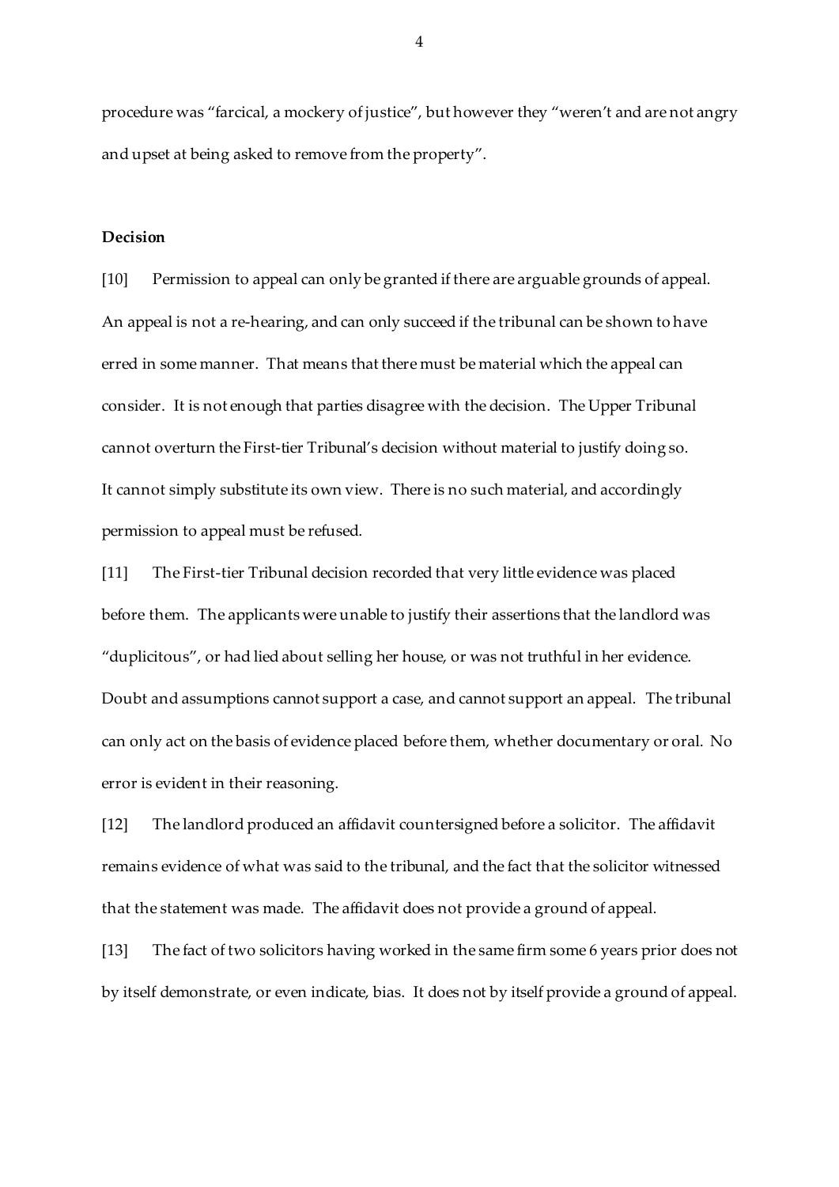procedure was "farcical, a mockery of justice", but however they "weren't and are not angry and upset at being asked to remove from the property".

**Decision**

[10] Permission to appeal can only be granted if there are arguable grounds of appeal. An appeal is not a re-hearing, and can only succeed if the tribunal can be shown to have erred in some manner. That means that there must be material which the appeal can consider. It is not enough that parties disagree with the decision. The Upper Tribunal cannot overturn the First-tier Tribunal's decision without material to justify doing so. It cannot simply substitute its own view. There is no such material, and accordingly permission to appeal must be refused.

[11] The First-tier Tribunal decision recorded that very little evidence was placed before them. The applicants were unable to justify their assertions that the landlord was "duplicitous", or had lied about selling her house, or was not truthful in her evidence. Doubt and assumptions cannot support a case, and cannot support an appeal. The tribunal can only act on the basis of evidence placed before them, whether documentary or oral. No error is evident in their reasoning.

[12] The landlord produced an affidavit countersigned before a solicitor. The affidavit remains evidence of what was said to the tribunal, and the fact that the solicitor witnessed that the statement was made. The affidavit does not provide a ground of appeal.

[13] The fact of two solicitors having worked in the same firm some 6 years prior does not by itself demonstrate, or even indicate, bias. It does not by itself provide a ground of appeal.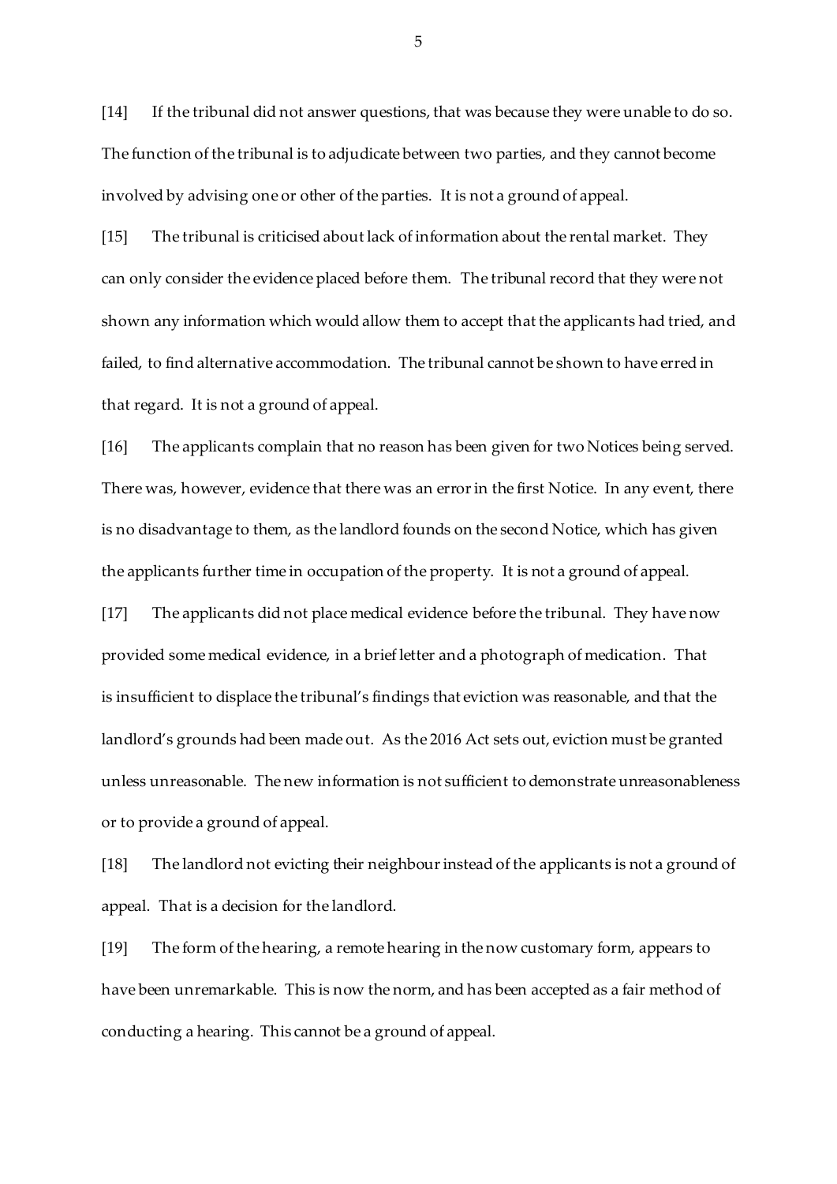[14] If the tribunal did not answer questions, that was because they were unable to do so. The function of the tribunal is to adjudicate between two parties, and they cannot become involved by advising one or other of the parties. It is not a ground of appeal.

[15] The tribunal is criticised about lack of information about the rental market. They can only consider the evidence placed before them. The tribunal record that they were not shown any information which would allow them to accept that the applicants had tried, and failed, to find alternative accommodation. The tribunal cannot be shown to have erred in that regard. It is not a ground of appeal.

[16] The applicants complain that no reason has been given for two Notices being served. There was, however, evidence that there was an error in the first Notice. In any event, there is no disadvantage to them, as the landlord founds on the second Notice, which has given the applicants further time in occupation of the property. It is not a ground of appeal.

[17] The applicants did not place medical evidence before the tribunal. They have now provided some medical evidence, in a brief letter and a photograph of medication. That is insufficient to displace the tribunal's findings that eviction was reasonable, and that the landlord's grounds had been made out. As the 2016 Act sets out, eviction must be granted unless unreasonable. The new information is not sufficient to demonstrate unreasonableness or to provide a ground of appeal.

[18] The landlord not evicting their neighbour instead of the applicants is not a ground of appeal. That is a decision for the landlord.

[19] The form of the hearing, a remote hearing in the now customary form, appears to have been unremarkable. This is now the norm, and has been accepted as a fair method of conducting a hearing. This cannot be a ground of appeal.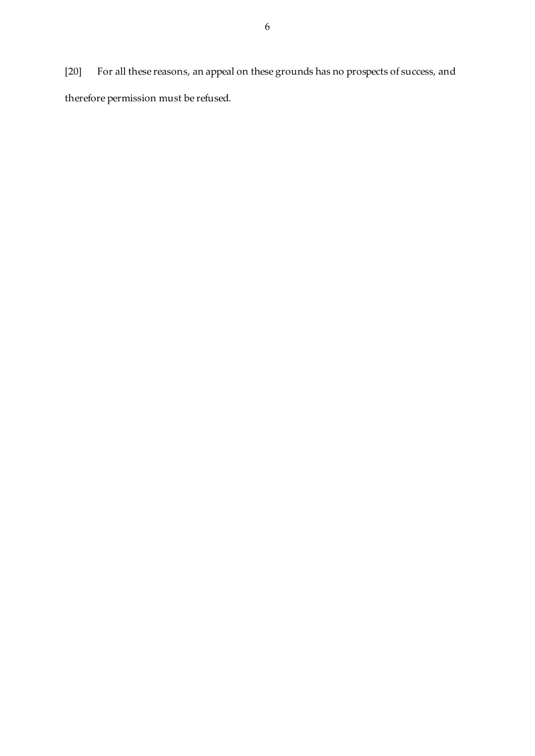[20] For all these reasons, an appeal on these grounds has no prospects of success, and therefore permission must be refused.